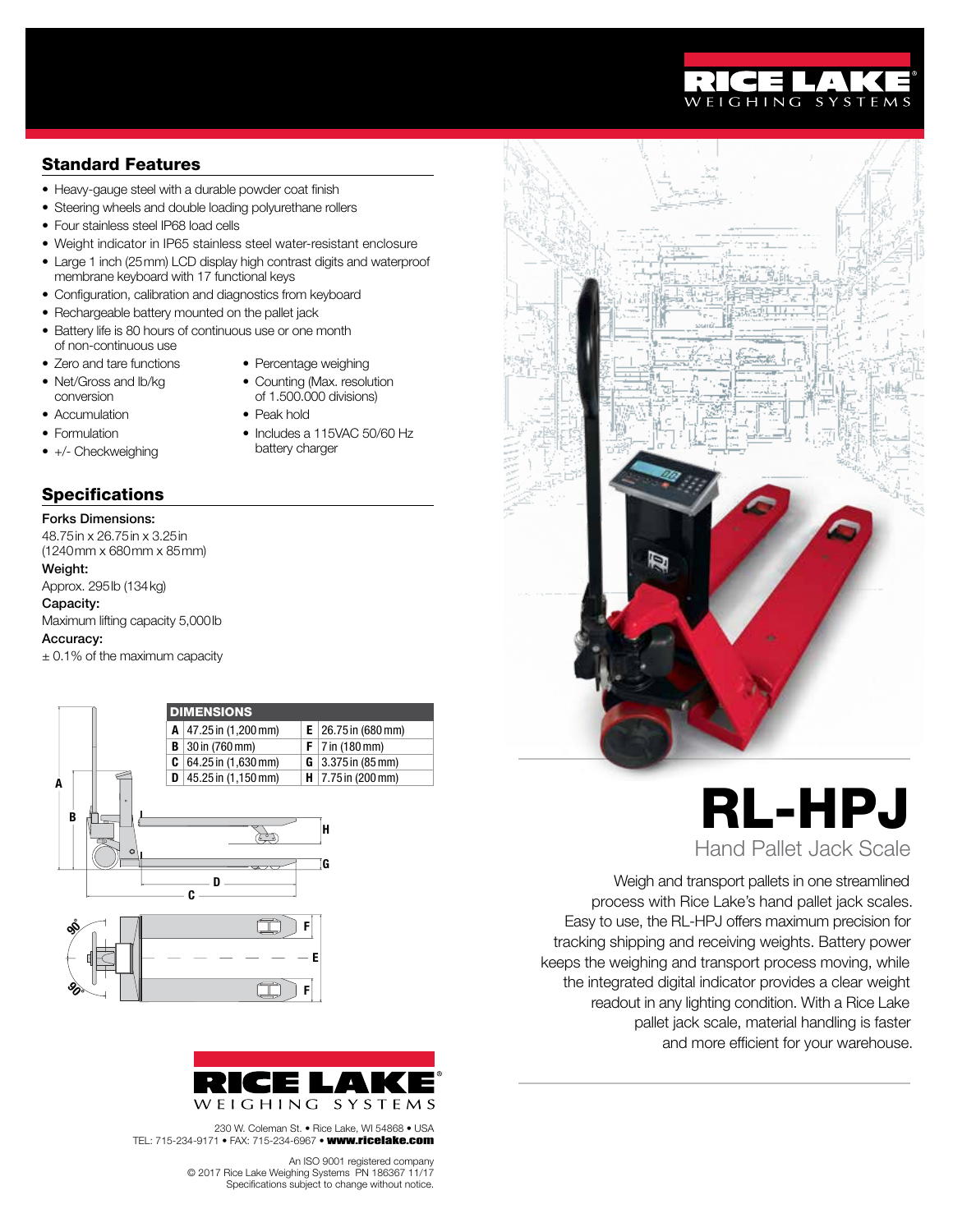# RL-HPJ

## Hand Pallet Jack Scale

Weigh and transport pallets in one streamlined process with Rice Lake's hand pallet jack scales. Easy to use, the RL-HPJ offers maximum precision for tracking shipping and receiving weights. Battery power keeps the weighing and transport process moving, while the integrated digital indicator provides a clear weight readout in any lighting condition. With a Rice Lake pallet jack scale, material handling is faster and more efficient for your warehouse.

## Standard Features

- Heavy-gauge steel with a durable powder coat finish
- Steering wheels and double loading polyurethane rollers
- Four stainless steel IP68 load cells
- Weight indicator in IP65 stainless steel water-resistant enclosure
- Large 1 inch (25mm) LCD display high contrast digits and waterproof membrane keyboard with 17 functional keys
- Configuration, calibration and diagnostics from keyboard
- Rechargeable battery mounted on the pallet jack
- Battery life is 80 hours of continuous use or one month of non-continuous use
- Zero and tare functions
- Net/Gross and lb/kg conversion
- Accumulation
- Formulation
- +/- Checkweighing
- Percentage weighing
- Counting (Max. resolution of 1.500.000 divisions)
- Peak hold
- Includes a 115VAC 50/60 Hz battery charger

## Specifications

**Forks Dimensions:**
48.75in x 26.75in x 3.25in
(1240mm x 680mm x 85mm)

**Weight:**
Approx. 295lb (134kg)

**Capacity:**
Maximum lifting capacity 5,000lb

**Accuracy:**
± 0.1% of the maximum capacity

| DIMENSIONS | | | |
|---|---|---|---|
| A | 47.25in (1,200mm) | E | 26.75in (680mm) |
| B | 30in (760mm) | F | 7in (180mm) |
| C | 64.25in (1,630mm) | G | 3.375in (85mm) |
| D | 45.25in (1,150mm) | H | 7.75in (200mm) |

230 W. Coleman St. • Rice Lake, WI 54868 • USA
TEL: 715-234-9171 • FAX: 715-234-6967 • **www.ricelake.com**

An ISO 9001 registered company
© 2017 Rice Lake Weighing Systems PN 186367 11/17
Specifications subject to change without notice.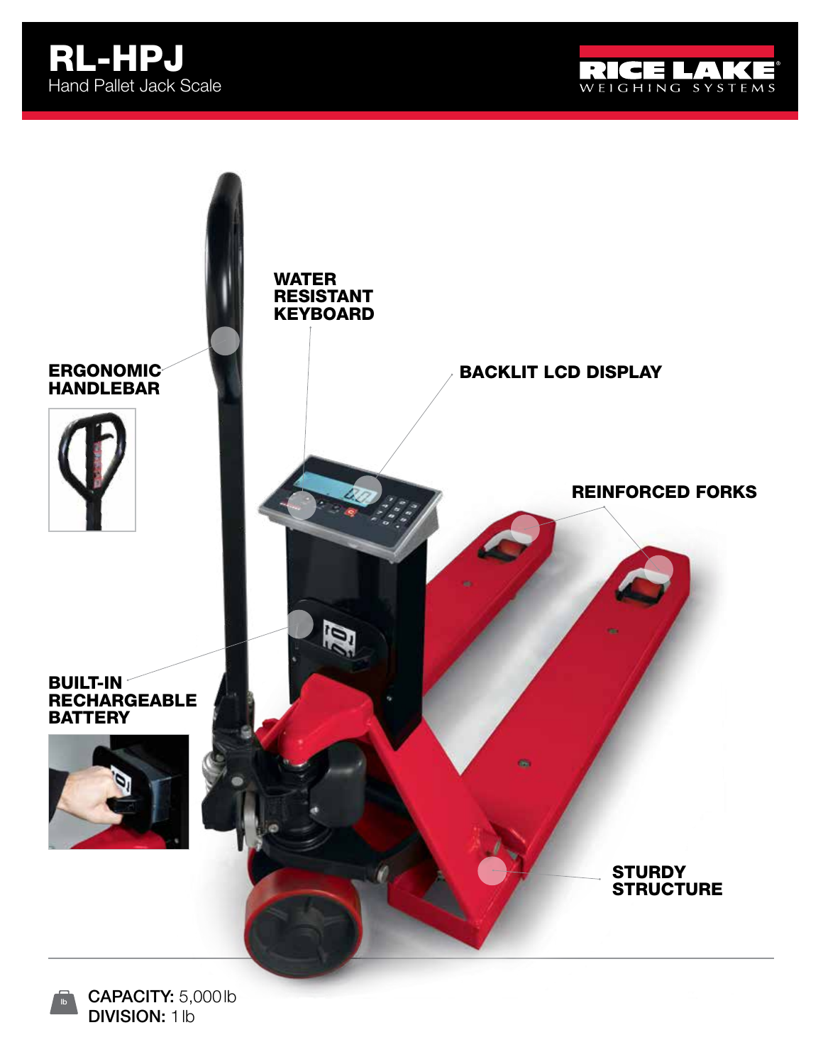# RL-HPJ

Hand Pallet Jack Scale

RICE LAKE WEIGHING SYSTEMS

WATER RESISTANT KEYBOARD

ERGONOMIC HANDLEBAR

BACKLIT LCD DISPLAY

REINFORCED FORKS

BUILT-IN RECHARGEABLE BATTERY

STURDY STRUCTURE

**CAPACITY:** 5,000 lb
**DIVISION:** 1 lb